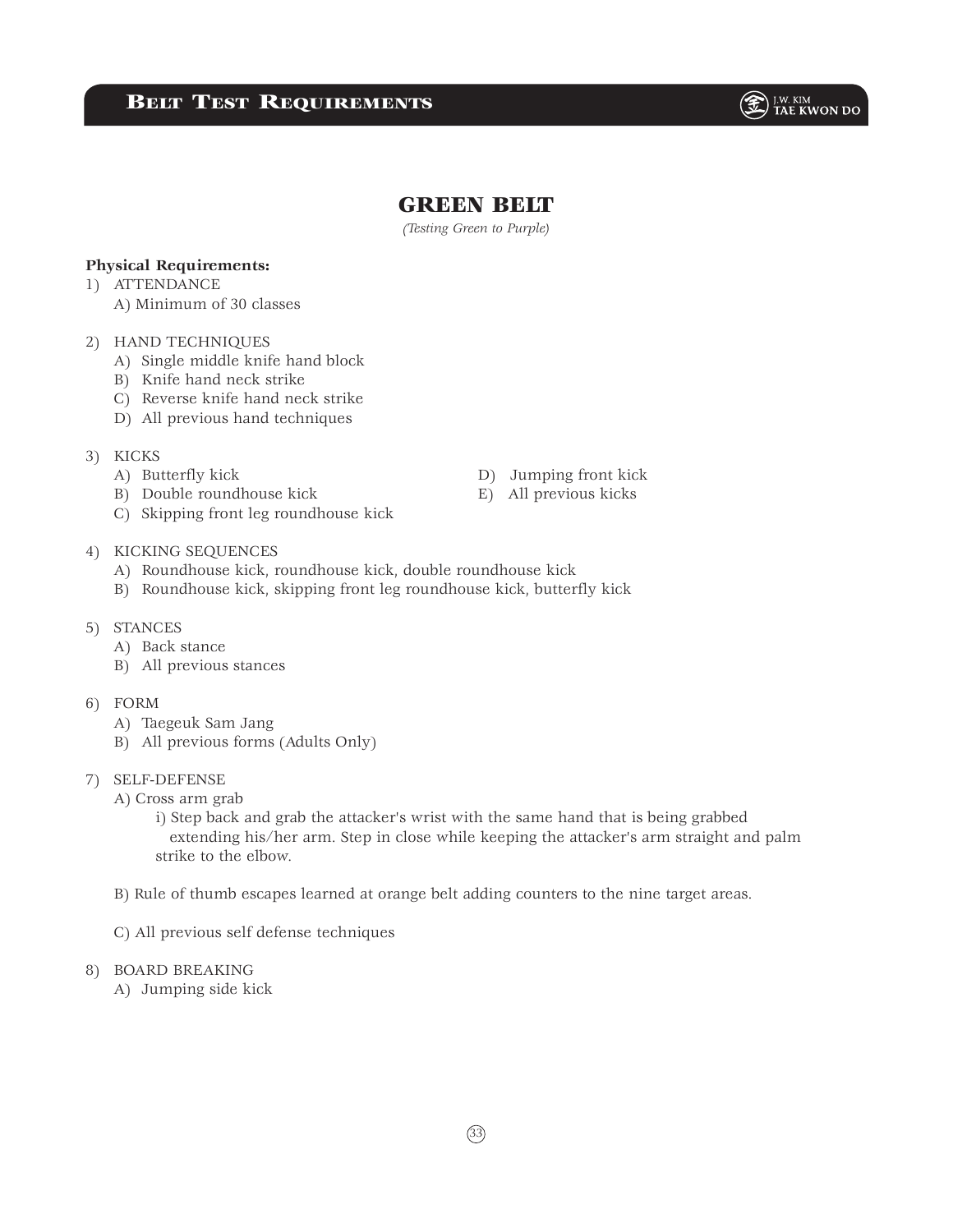# GREEN BELT

*(Testing Green to Purple)*

**Physical Requirements:**

1) ATTENDANCE
   A) Minimum of 30 classes

2) HAND TECHNIQUES
   A) Single middle knife hand block
   B) Knife hand neck strike
   C) Reverse knife hand neck strike
   D) All previous hand techniques

3) KICKS
   A) Butterfly kick
   B) Double roundhouse kick
   C) Skipping front leg roundhouse kick
   D) Jumping front kick
   E) All previous kicks

4) KICKING SEQUENCES
   A) Roundhouse kick, roundhouse kick, double roundhouse kick
   B) Roundhouse kick, skipping front leg roundhouse kick, butterfly kick

5) STANCES
   A) Back stance
   B) All previous stances

6) FORM
   A) Taegeuk Sam Jang
   B) All previous forms (Adults Only)

7) SELF-DEFENSE
   A) Cross arm grab
      i) Step back and grab the attacker's wrist with the same hand that is being grabbed extending his/her arm. Step in close while keeping the attacker's arm straight and palm strike to the elbow.

   B) Rule of thumb escapes learned at orange belt adding counters to the nine target areas.

   C) All previous self defense techniques

8) BOARD BREAKING
   A) Jumping side kick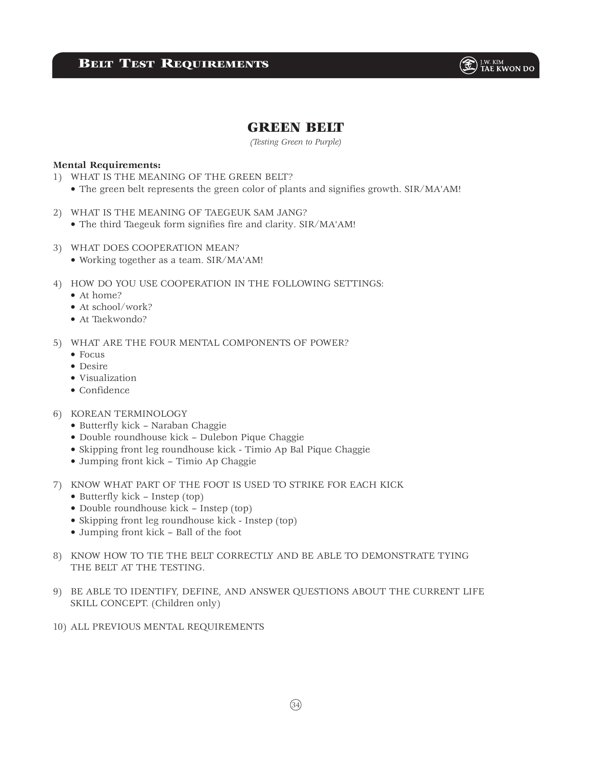## GREEN BELT

*(Testing Green to Purple)*

**Mental Requirements:**

1) WHAT IS THE MEANING OF THE GREEN BELT?
   - The green belt represents the green color of plants and signifies growth. SIR/MA'AM!

2) WHAT IS THE MEANING OF TAEGEUK SAM JANG?
   - The third Taegeuk form signifies fire and clarity. SIR/MA'AM!

3) WHAT DOES COOPERATION MEAN?
   - Working together as a team. SIR/MA'AM!

4) HOW DO YOU USE COOPERATION IN THE FOLLOWING SETTINGS:
   - At home?
   - At school/work?
   - At Taekwondo?

5) WHAT ARE THE FOUR MENTAL COMPONENTS OF POWER?
   - Focus
   - Desire
   - Visualization
   - Confidence

6) KOREAN TERMINOLOGY
   - Butterfly kick – Naraban Chaggie
   - Double roundhouse kick – Dulebon Pique Chaggie
   - Skipping front leg roundhouse kick - Timio Ap Bal Pique Chaggie
   - Jumping front kick – Timio Ap Chaggie

7) KNOW WHAT PART OF THE FOOT IS USED TO STRIKE FOR EACH KICK
   - Butterfly kick – Instep (top)
   - Double roundhouse kick – Instep (top)
   - Skipping front leg roundhouse kick - Instep (top)
   - Jumping front kick – Ball of the foot

8) KNOW HOW TO TIE THE BELT CORRECTLY AND BE ABLE TO DEMONSTRATE TYING THE BELT AT THE TESTING.

9) BE ABLE TO IDENTIFY, DEFINE, AND ANSWER QUESTIONS ABOUT THE CURRENT LIFE SKILL CONCEPT. (Children only)

10) ALL PREVIOUS MENTAL REQUIREMENTS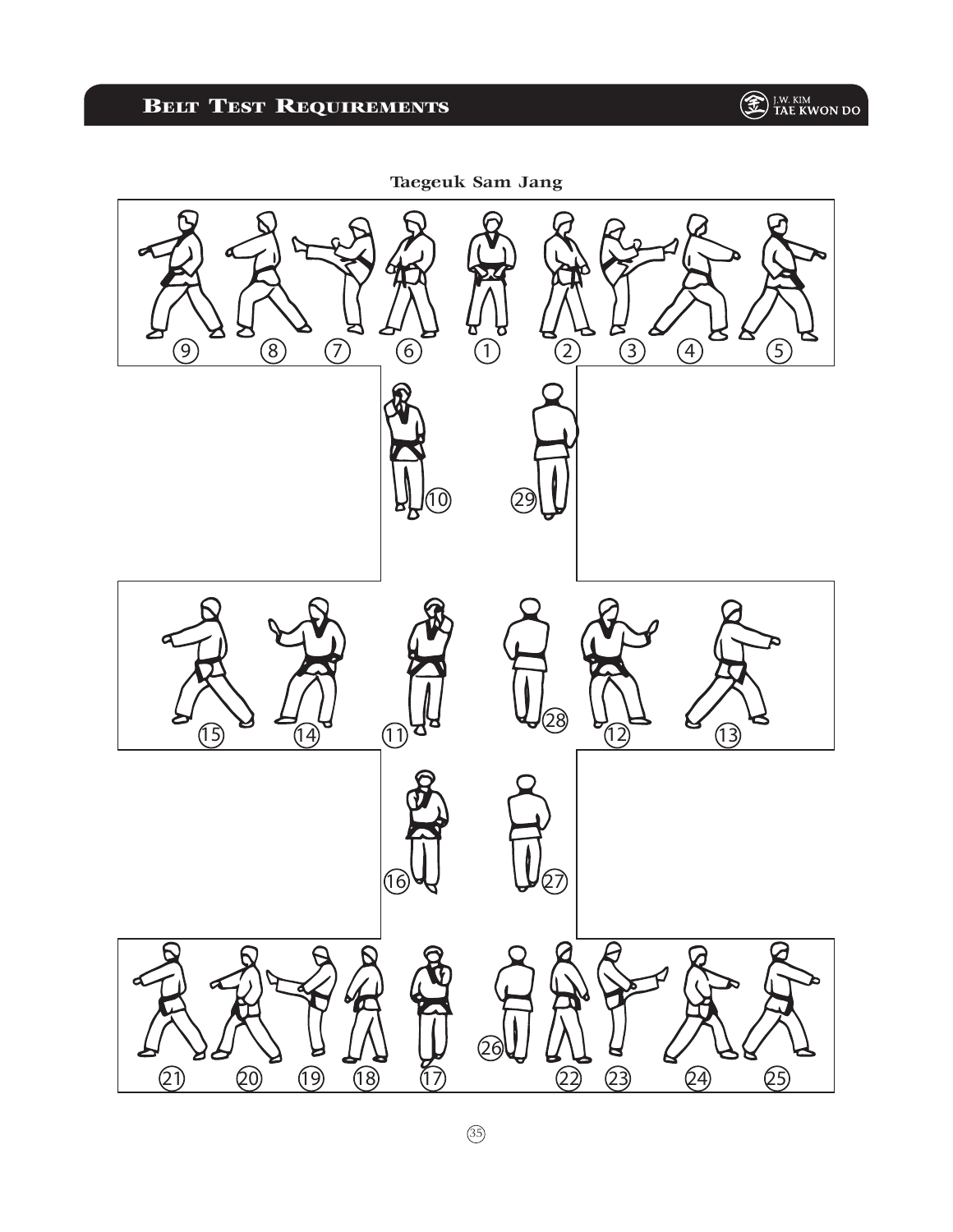Taegeuk Sam Jang

9 8 7 6 1 2 3 4 5

10 29

15 14 11 28 12 13

16 27

21 20 19 18 17 26 22 23 24 25